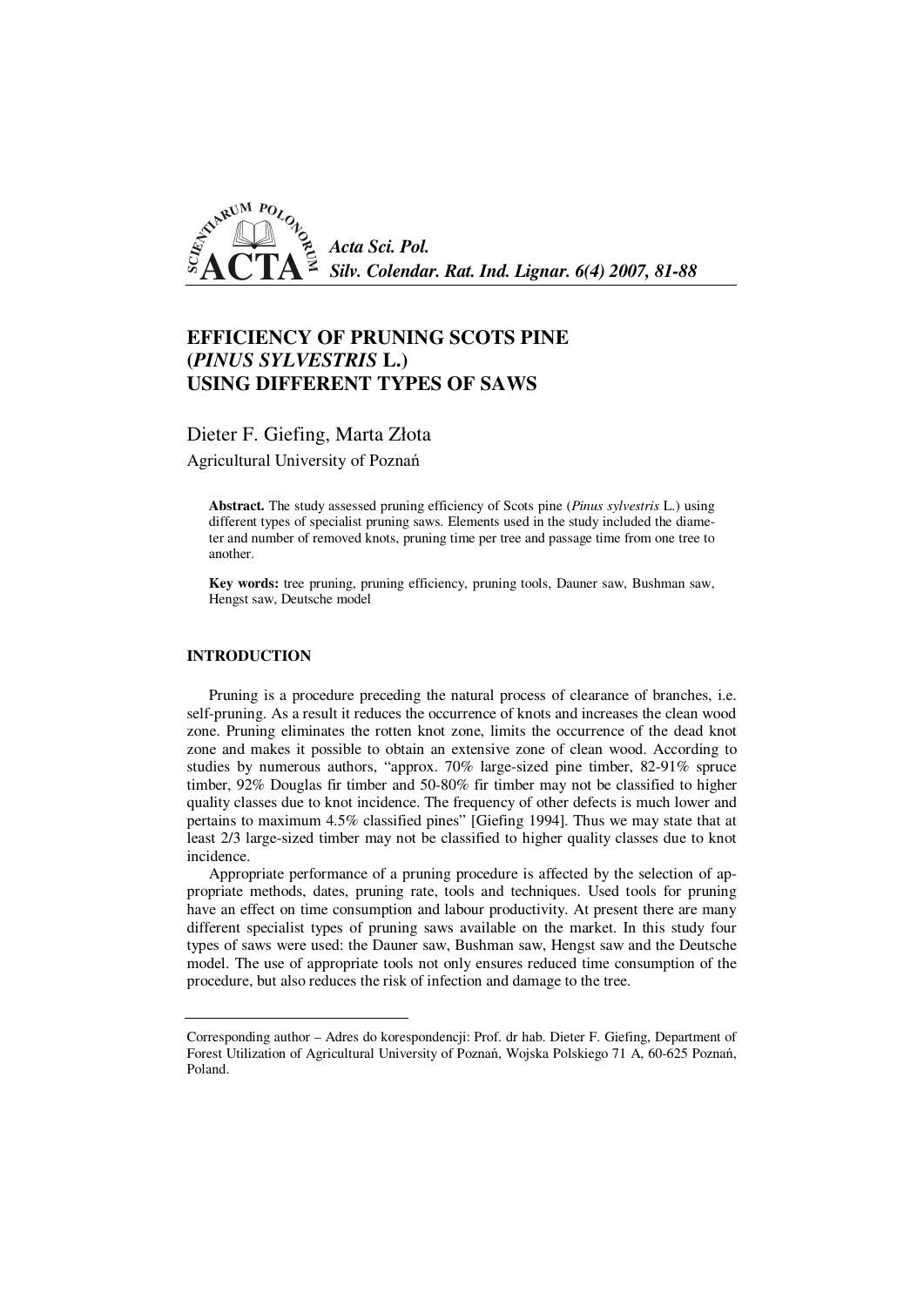# EFFICIENCY OF PRUNING SCOTS PINE (*PINUS SYLVESTRIS* L.) USING DIFFERENT TYPES OF SAWS

Dieter F. Giefing, Marta Złota

Agricultural University of Poznań

**Abstract.** The study assessed pruning efficiency of Scots pine (*Pinus sylvestris* L.) using different types of specialist pruning saws. Elements used in the study included the diameter and number of removed knots, pruning time per tree and passage time from one tree to another.

**Key words:** tree pruning, pruning efficiency, pruning tools, Dauner saw, Bushman saw, Hengst saw, Deutsche model

## INTRODUCTION

Pruning is a procedure preceding the natural process of clearance of branches, i.e. self-pruning. As a result it reduces the occurrence of knots and increases the clean wood zone. Pruning eliminates the rotten knot zone, limits the occurrence of the dead knot zone and makes it possible to obtain an extensive zone of clean wood. According to studies by numerous authors, "approx. 70% large-sized pine timber, 82-91% spruce timber, 92% Douglas fir timber and 50-80% fir timber may not be classified to higher quality classes due to knot incidence. The frequency of other defects is much lower and pertains to maximum 4.5% classified pines" [Giefing 1994]. Thus we may state that at least 2/3 large-sized timber may not be classified to higher quality classes due to knot incidence.

Appropriate performance of a pruning procedure is affected by the selection of appropriate methods, dates, pruning rate, tools and techniques. Used tools for pruning have an effect on time consumption and labour productivity. At present there are many different specialist types of pruning saws available on the market. In this study four types of saws were used: the Dauner saw, Bushman saw, Hengst saw and the Deutsche model. The use of appropriate tools not only ensures reduced time consumption of the procedure, but also reduces the risk of infection and damage to the tree.

---

Corresponding author – Adres do korespondencji: Prof. dr hab. Dieter F. Giefing, Department of Forest Utilization of Agricultural University of Poznań, Wojska Polskiego 71 A, 60-625 Poznań, Poland.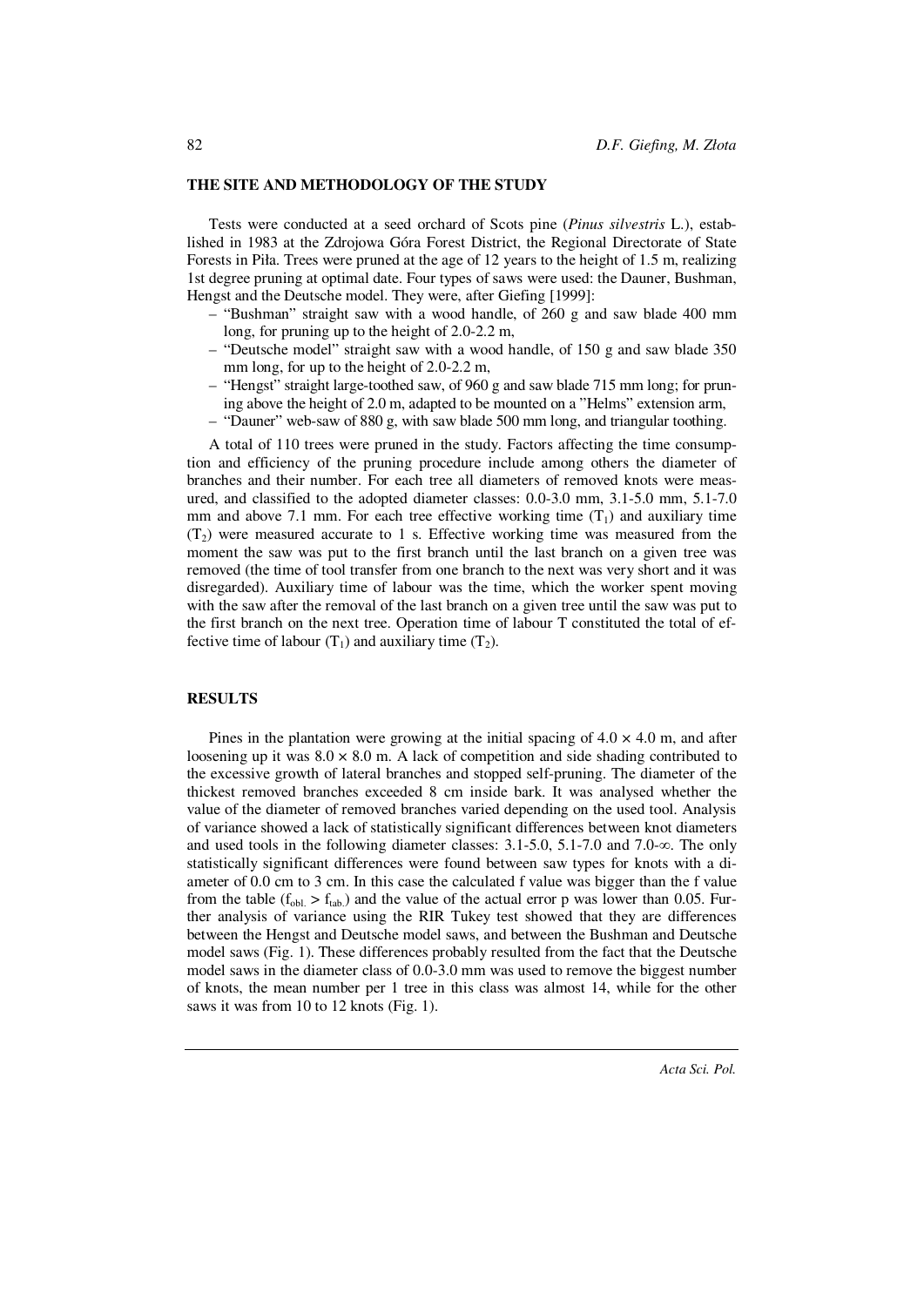## THE SITE AND METHODOLOGY OF THE STUDY

Tests were conducted at a seed orchard of Scots pine (*Pinus silvestris* L.), established in 1983 at the Zdrojowa Góra Forest District, the Regional Directorate of State Forests in Piła. Trees were pruned at the age of 12 years to the height of 1.5 m, realizing 1st degree pruning at optimal date. Four types of saws were used: the Dauner, Bushman, Hengst and the Deutsche model. They were, after Giefing [1999]:

- "Bushman" straight saw with a wood handle, of 260 g and saw blade 400 mm long, for pruning up to the height of 2.0-2.2 m,
- "Deutsche model" straight saw with a wood handle, of 150 g and saw blade 350 mm long, for up to the height of 2.0-2.2 m,
- "Hengst" straight large-toothed saw, of 960 g and saw blade 715 mm long; for pruning above the height of 2.0 m, adapted to be mounted on a "Helms" extension arm,
- "Dauner" web-saw of 880 g, with saw blade 500 mm long, and triangular toothing.

A total of 110 trees were pruned in the study. Factors affecting the time consumption and efficiency of the pruning procedure include among others the diameter of branches and their number. For each tree all diameters of removed knots were measured, and classified to the adopted diameter classes: 0.0-3.0 mm, 3.1-5.0 mm, 5.1-7.0 mm and above 7.1 mm. For each tree effective working time ($T_1$) and auxiliary time ($T_2$) were measured accurate to 1 s. Effective working time was measured from the moment the saw was put to the first branch until the last branch on a given tree was removed (the time of tool transfer from one branch to the next was very short and it was disregarded). Auxiliary time of labour was the time, which the worker spent moving with the saw after the removal of the last branch on a given tree until the saw was put to the first branch on the next tree. Operation time of labour T constituted the total of effective time of labour ($T_1$) and auxiliary time ($T_2$).

## RESULTS

Pines in the plantation were growing at the initial spacing of $4.0 \times 4.0$ m, and after loosening up it was $8.0 \times 8.0$ m. A lack of competition and side shading contributed to the excessive growth of lateral branches and stopped self-pruning. The diameter of the thickest removed branches exceeded 8 cm inside bark. It was analysed whether the value of the diameter of removed branches varied depending on the used tool. Analysis of variance showed a lack of statistically significant differences between knot diameters and used tools in the following diameter classes: 3.1-5.0, 5.1-7.0 and 7.0-$\infty$. The only statistically significant differences were found between saw types for knots with a diameter of 0.0 cm to 3 cm. In this case the calculated f value was bigger than the f value from the table ($f_{obl.} > f_{tab.}$) and the value of the actual error p was lower than 0.05. Further analysis of variance using the RIR Tukey test showed that they are differences between the Hengst and Deutsche model saws, and between the Bushman and Deutsche model saws (Fig. 1). These differences probably resulted from the fact that the Deutsche model saws in the diameter class of 0.0-3.0 mm was used to remove the biggest number of knots, the mean number per 1 tree in this class was almost 14, while for the other saws it was from 10 to 12 knots (Fig. 1).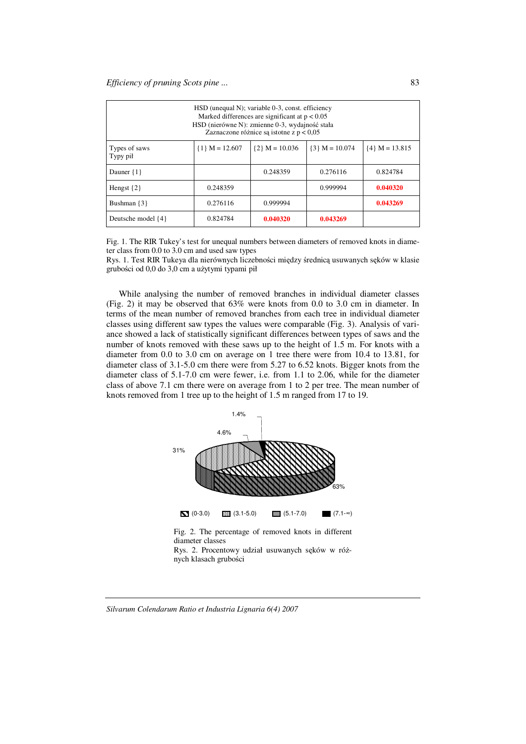| HSD (unequal N); variable 0-3, const. efficiency<br>Marked differences are significant at $p < 0.05$<br>HSD (nierówne N): zmienne 0-3, wydajność stała<br>Zaznaczone różnice są istotne z $p < 0,05$ | | | | |
|---|---|---|---|---|
| Types of saws<br>Typy pił | {1} M = 12.607 | {2} M = 10.036 | {3} M = 10.074 | {4} M = 13.815 |
| Dauner {1} | | 0.248359 | 0.276116 | 0.824784 |
| Hengst {2} | 0.248359 | | 0.999994 | **0.040320** |
| Bushman {3} | 0.276116 | 0.999994 | | **0.043269** |
| Deutsche model {4} | 0.824784 | **0.040320** | **0.043269** | |

Fig. 1. The RIR Tukey's test for unequal numbers between diameters of removed knots in diameter class from 0.0 to 3.0 cm and used saw types
Rys. 1. Test RIR Tukeya dla nierównych liczebności między średnicą usuwanych sęków w klasie grubości od 0,0 do 3,0 cm a użytymi typami pił

While analysing the number of removed branches in individual diameter classes (Fig. 2) it may be observed that 63% were knots from 0.0 to 3.0 cm in diameter. In terms of the mean number of removed branches from each tree in individual diameter classes using different saw types the values were comparable (Fig. 3). Analysis of variance showed a lack of statistically significant differences between types of saws and the number of knots removed with these saws up to the height of 1.5 m. For knots with a diameter from 0.0 to 3.0 cm on average on 1 tree there were from 10.4 to 13.81, for diameter class of 3.1-5.0 cm there were from 5.27 to 6.52 knots. Bigger knots from the diameter class of 5.1-7.0 cm were fewer, i.e. from 1.1 to 2.06, while for the diameter class of above 7.1 cm there were on average from 1 to 2 per tree. The mean number of knots removed from 1 tree up to the height of 1.5 m ranged from 17 to 19.

1.4%

4.6%

31%

63%

(0-3.0) (3.1-5.0) (5.1-7.0) (7.1-∞)

Fig. 2. The percentage of removed knots in different diameter classes
Rys. 2. Procentowy udział usuwanych sęków w różnych klasach grubości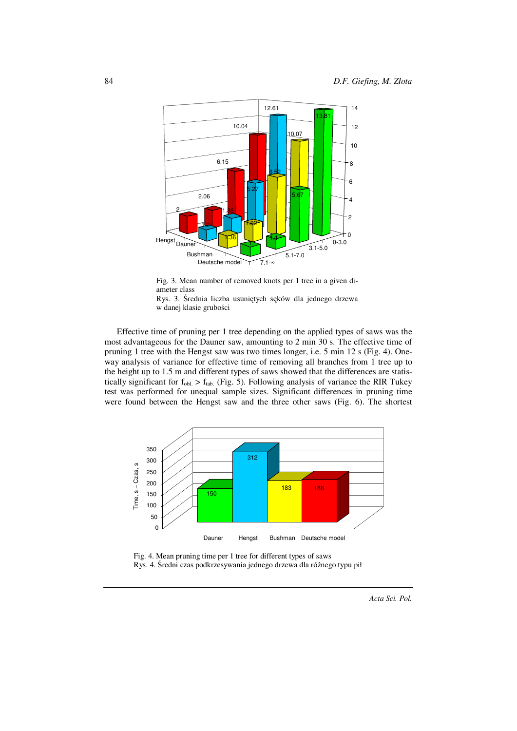Fig. 3. Mean number of removed knots per 1 tree in a given diameter class
Rys. 3. Średnia liczba usuniętych sęków dla jednego drzewa w danej klasie grubości

Effective time of pruning per 1 tree depending on the applied types of saws was the most advantageous for the Dauner saw, amounting to 2 min 30 s. The effective time of pruning 1 tree with the Hengst saw was two times longer, i.e. 5 min 12 s (Fig. 4). One-way analysis of variance for effective time of removing all branches from 1 tree up to the height up to 1.5 m and different types of saws showed that the differences are statistically significant for $f_{obl.} > f_{tab.}$ (Fig. 5). Following analysis of variance the RIR Tukey test was performed for unequal sample sizes. Significant differences in pruning time were found between the Hengst saw and the three other saws (Fig. 6). The shortest

Fig. 4. Mean pruning time per 1 tree for different types of saws
Rys. 4. Średni czas podkrzesywania jednego drzewa dla różnego typu pił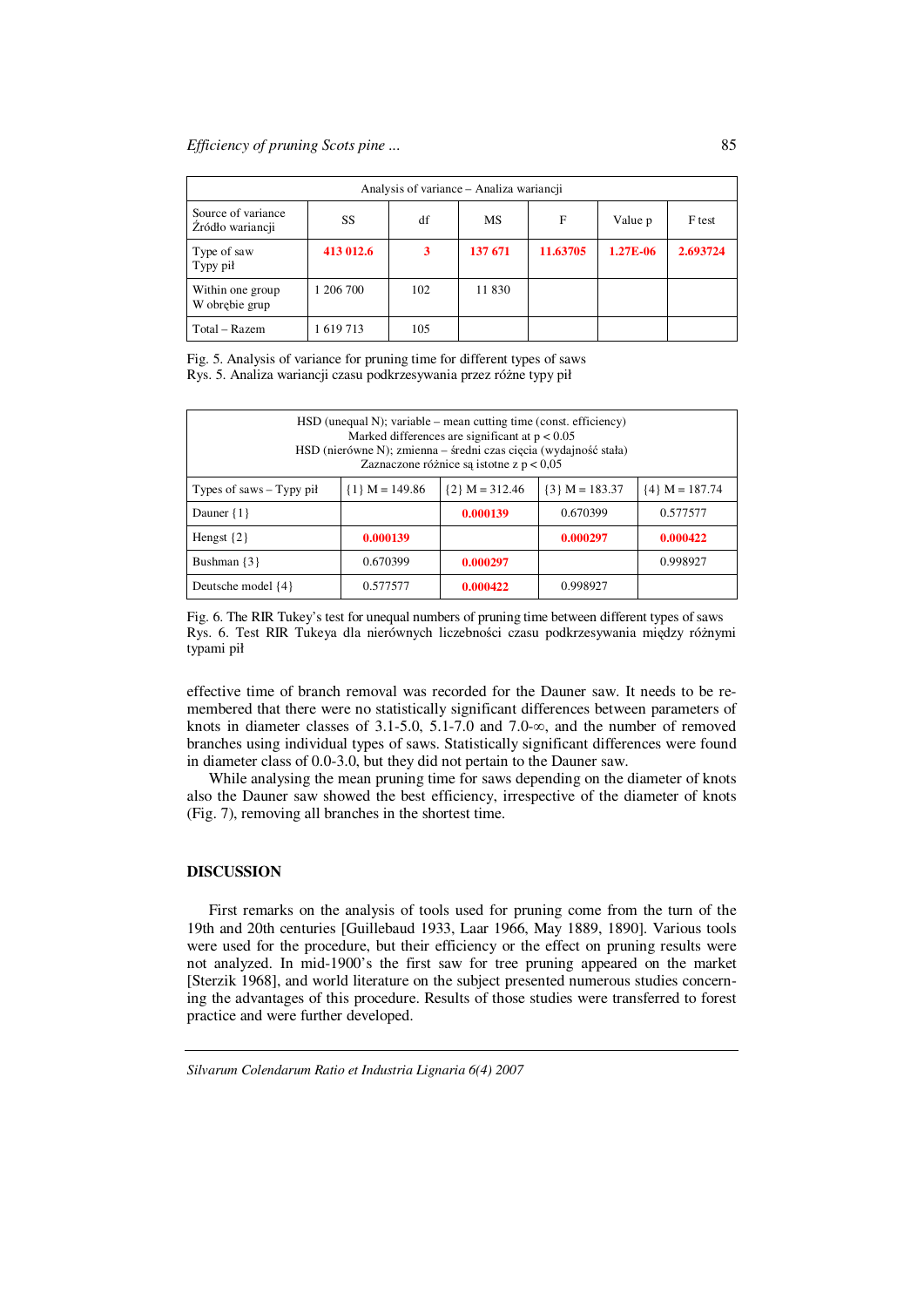| Analysis of variance – Analiza wariancji | | | | | | |
|---|---|---|---|---|---|---|
| Source of variance Źródło wariancji | SS | df | MS | F | Value p | F test |
| Type of saw Typy pił | **413 012.6** | **3** | **137 671** | **11.63705** | **1.27E-06** | **2.693724** |
| Within one group W obrębie grup | 1 206 700 | 102 | 11 830 | | | |
| Total – Razem | 1 619 713 | 105 | | | | |

Fig. 5. Analysis of variance for pruning time for different types of saws
Rys. 5. Analiza wariancji czasu podkrzesywania przez różne typy pił

| HSD (unequal N); variable – mean cutting time (const. efficiency) Marked differences are significant at p < 0.05 HSD (nierówne N); zmienna – średni czas cięcia (wydajność stała) Zaznaczone różnice są istotne z p < 0,05 | | | | |
|---|---|---|---|---|
| Types of saws – Typy pił | {1} M = 149.86 | {2} M = 312.46 | {3} M = 183.37 | {4} M = 187.74 |
| Dauner {1} | | **0.000139** | 0.670399 | 0.577577 |
| Hengst {2} | **0.000139** | | **0.000297** | **0.000422** |
| Bushman {3} | 0.670399 | **0.000297** | | 0.998927 |
| Deutsche model {4} | 0.577577 | **0.000422** | 0.998927 | |

Fig. 6. The RIR Tukey's test for unequal numbers of pruning time between different types of saws
Rys. 6. Test RIR Tukeya dla nierównych liczebności czasu podkrzesywania między różnymi typami pił

effective time of branch removal was recorded for the Dauner saw. It needs to be remembered that there were no statistically significant differences between parameters of knots in diameter classes of 3.1-5.0, 5.1-7.0 and 7.0-∞, and the number of removed branches using individual types of saws. Statistically significant differences were found in diameter class of 0.0-3.0, but they did not pertain to the Dauner saw.

While analysing the mean pruning time for saws depending on the diameter of knots also the Dauner saw showed the best efficiency, irrespective of the diameter of knots (Fig. 7), removing all branches in the shortest time.

## DISCUSSION

First remarks on the analysis of tools used for pruning come from the turn of the 19th and 20th centuries [Guillebaud 1933, Laar 1966, May 1889, 1890]. Various tools were used for the procedure, but their efficiency or the effect on pruning results were not analyzed. In mid-1900's the first saw for tree pruning appeared on the market [Sterzik 1968], and world literature on the subject presented numerous studies concerning the advantages of this procedure. Results of those studies were transferred to forest practice and were further developed.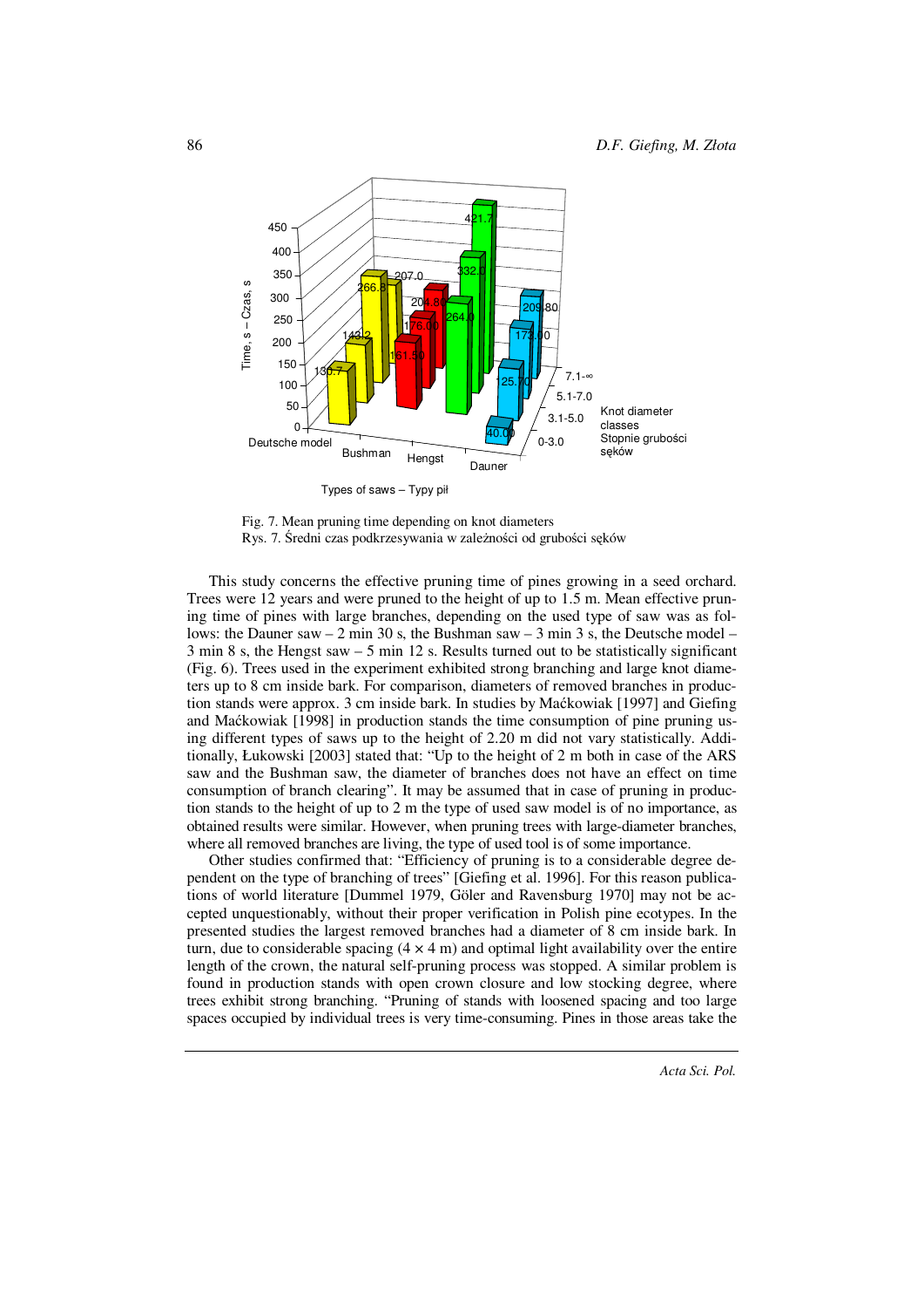Fig. 7. Mean pruning time depending on knot diameters
Rys. 7. Średni czas podkrzesywania w zależności od grubości sęków

This study concerns the effective pruning time of pines growing in a seed orchard. Trees were 12 years and were pruned to the height of up to 1.5 m. Mean effective pruning time of pines with large branches, depending on the used type of saw was as follows: the Dauner saw – 2 min 30 s, the Bushman saw – 3 min 3 s, the Deutsche model – 3 min 8 s, the Hengst saw – 5 min 12 s. Results turned out to be statistically significant (Fig. 6). Trees used in the experiment exhibited strong branching and large knot diameters up to 8 cm inside bark. For comparison, diameters of removed branches in production stands were approx. 3 cm inside bark. In studies by Maćkowiak [1997] and Giefing and Maćkowiak [1998] in production stands the time consumption of pine pruning using different types of saws up to the height of 2.20 m did not vary statistically. Additionally, Łukowski [2003] stated that: "Up to the height of 2 m both in case of the ARS saw and the Bushman saw, the diameter of branches does not have an effect on time consumption of branch clearing". It may be assumed that in case of pruning in production stands to the height of up to 2 m the type of used saw model is of no importance, as obtained results were similar. However, when pruning trees with large-diameter branches, where all removed branches are living, the type of used tool is of some importance.

Other studies confirmed that: "Efficiency of pruning is to a considerable degree dependent on the type of branching of trees" [Giefing et al. 1996]. For this reason publications of world literature [Dummel 1979, Göler and Ravensburg 1970] may not be accepted unquestionably, without their proper verification in Polish pine ecotypes. In the presented studies the largest removed branches had a diameter of 8 cm inside bark. In turn, due to considerable spacing (4 × 4 m) and optimal light availability over the entire length of the crown, the natural self-pruning process was stopped. A similar problem is found in production stands with open crown closure and low stocking degree, where trees exhibit strong branching. "Pruning of stands with loosened spacing and too large spaces occupied by individual trees is very time-consuming. Pines in those areas take the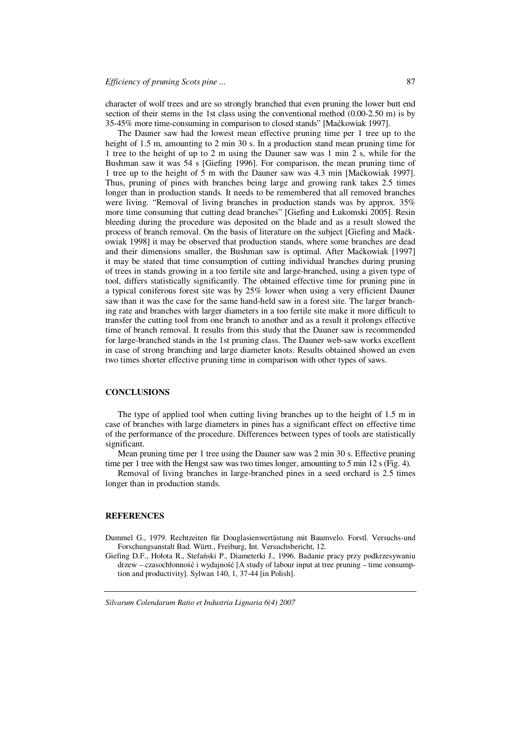character of wolf trees and are so strongly branched that even pruning the lower butt end section of their stems in the 1st class using the conventional method (0.00-2.50 m) is by 35-45% more time-consuming in comparison to closed stands" [Maćkowiak 1997].

The Dauner saw had the lowest mean effective pruning time per 1 tree up to the height of 1.5 m, amounting to 2 min 30 s. In a production stand mean pruning time for 1 tree to the height of up to 2 m using the Dauner saw was 1 min 2 s, while for the Bushman saw it was 54 s [Giefing 1996]. For comparison, the mean pruning time of 1 tree up to the height of 5 m with the Dauner saw was 4.3 min [Maćkowiak 1997]. Thus, pruning of pines with branches being large and growing rank takes 2.5 times longer than in production stands. It needs to be remembered that all removed branches were living. "Removal of living branches in production stands was by approx. 35% more time consuming that cutting dead branches" [Giefing and Łukomski 2005]. Resin bleeding during the procedure was deposited on the blade and as a result slowed the process of branch removal. On the basis of literature on the subject [Giefing and Maćkowiak 1998] it may be observed that production stands, where some branches are dead and their dimensions smaller, the Bushman saw is optimal. After Maćkowiak [1997] it may be stated that time consumption of cutting individual branches during pruning of trees in stands growing in a too fertile site and large-branched, using a given type of tool, differs statistically significantly. The obtained effective time for pruning pine in a typical coniferous forest site was by 25% lower when using a very efficient Dauner saw than it was the case for the same hand-held saw in a forest site. The larger branching rate and branches with larger diameters in a too fertile site make it more difficult to transfer the cutting tool from one branch to another and as a result it prolongs effective time of branch removal. It results from this study that the Dauner saw is recommended for large-branched stands in the 1st pruning class. The Dauner web-saw works excellent in case of strong branching and large diameter knots. Results obtained showed an even two times shorter effective pruning time in comparison with other types of saws.

## CONCLUSIONS

The type of applied tool when cutting living branches up to the height of 1.5 m in case of branches with large diameters in pines has a significant effect on effective time of the performance of the procedure. Differences between types of tools are statistically significant.

Mean pruning time per 1 tree using the Dauner saw was 2 min 30 s. Effective pruning time per 1 tree with the Hengst saw was two times longer, amounting to 5 min 12 s (Fig. 4).

Removal of living branches in large-branched pines in a seed orchard is 2.5 times longer than in production stands.

## REFERENCES

Dummel G., 1979. Rechtzeiten für Douglasienwertästung mit Baumvelo. Forstl. Versuchs-und Forschungsanstalt Bad. Württ., Freiburg, Int. Versuchsbericht, 12.

Giefing D.F., Hołota R., Stefański P., Diameterki J., 1996. Badanie pracy przy podkrzesywaniu drzew – czasochłonność i wydajność [A study of labour input at tree pruning – time consumption and productivity]. Sylwan 140, 1, 37-44 [in Polish].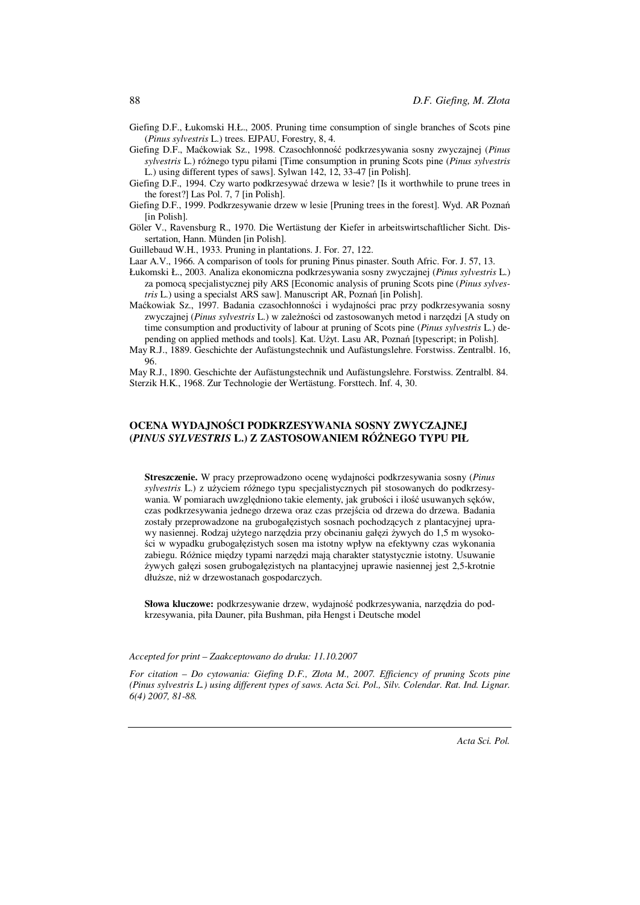Giefing D.F., Łukomski H.Ł., 2005. Pruning time consumption of single branches of Scots pine (*Pinus sylvestris* L.) trees. EJPAU, Forestry, 8, 4.

Giefing D.F., Maćkowiak Sz., 1998. Czasochłonność podkrzesywania sosny zwyczajnej (*Pinus sylvestris* L.) różnego typu piłami [Time consumption in pruning Scots pine (*Pinus sylvestris* L.) using different types of saws]. Sylwan 142, 12, 33-47 [in Polish].

Giefing D.F., 1994. Czy warto podkrzesywać drzewa w lesie? [Is it worthwhile to prune trees in the forest?] Las Pol. 7, 7 [in Polish].

Giefing D.F., 1999. Podkrzesywanie drzew w lesie [Pruning trees in the forest]. Wyd. AR Poznań [in Polish].

Göler V., Ravensburg R., 1970. Die Wertästung der Kiefer in arbeitswirtschaftlicher Sicht. Dissertation, Hann. Münden [in Polish].

Guillebaud W.H., 1933. Pruning in plantations. J. For. 27, 122.

Laar A.V., 1966. A comparison of tools for pruning Pinus pinaster. South Afric. For. J. 57, 13.

Łukomski Ł., 2003. Analiza ekonomiczna podkrzesywania sosny zwyczajnej (*Pinus sylvestris* L.) za pomocą specjalistycznej piły ARS [Economic analysis of pruning Scots pine (*Pinus sylvestris* L.) using a specialst ARS saw]. Manuscript AR, Poznań [in Polish].

Maćkowiak Sz., 1997. Badania czasochłonności i wydajności prac przy podkrzesywania sosny zwyczajnej (*Pinus sylvestris* L.) w zależności od zastosowanych metod i narzędzi [A study on time consumption and productivity of labour at pruning of Scots pine (*Pinus sylvestris* L.) depending on applied methods and tools]. Kat. Użyt. Lasu AR, Poznań [typescript; in Polish].

May R.J., 1889. Geschichte der Aufästungstechnik und Aufästungslehre. Forstwiss. Zentralbl. 16, 96.

May R.J., 1890. Geschichte der Aufästungstechnik und Aufästungslehre. Forstwiss. Zentralbl. 84.

Sterzik H.K., 1968. Zur Technologie der Wertästung. Forsttech. Inf. 4, 30.

## OCENA WYDAJNOŚCI PODKRZESYWANIA SOSNY ZWYCZAJNEJ (*PINUS SYLVESTRIS* L.) Z ZASTOSOWANIEM RÓŻNEGO TYPU PIŁ

**Streszczenie.** W pracy przeprowadzono ocenę wydajności podkrzesywania sosny (*Pinus sylvestris* L.) z użyciem różnego typu specjalistycznych pił stosowanych do podkrzesywania. W pomiarach uwzględniono takie elementy, jak grubości i ilość usuwanych sęków, czas podkrzesywania jednego drzewa oraz czas przejścia od drzewa do drzewa. Badania zostały przeprowadzone na grubogałęzistych sosnach pochodzących z plantacyjnej uprawy nasiennej. Rodzaj użytego narzędzia przy obcinaniu gałęzi żywych do 1,5 m wysokości w wypadku grubogałęzistych sosen ma istotny wpływ na efektywny czas wykonania zabiegu. Różnice między typami narzędzi mają charakter statystycznie istotny. Usuwanie żywych gałęzi sosen grubogałęzistych na plantacyjnej uprawie nasiennej jest 2,5-krotnie dłuższe, niż w drzewostanach gospodarczych.

**Słowa kluczowe:** podkrzesywanie drzew, wydajność podkrzesywania, narzędzia do podkrzesywania, piła Dauner, piła Bushman, piła Hengst i Deutsche model

*Accepted for print – Zaakceptowano do druku: 11.10.2007*

*For citation – Do cytowania: Giefing D.F., Złota M., 2007. Efficiency of pruning Scots pine (Pinus sylvestris L.) using different types of saws. Acta Sci. Pol., Silv. Colendar. Rat. Ind. Lignar. 6(4) 2007, 81-88.*